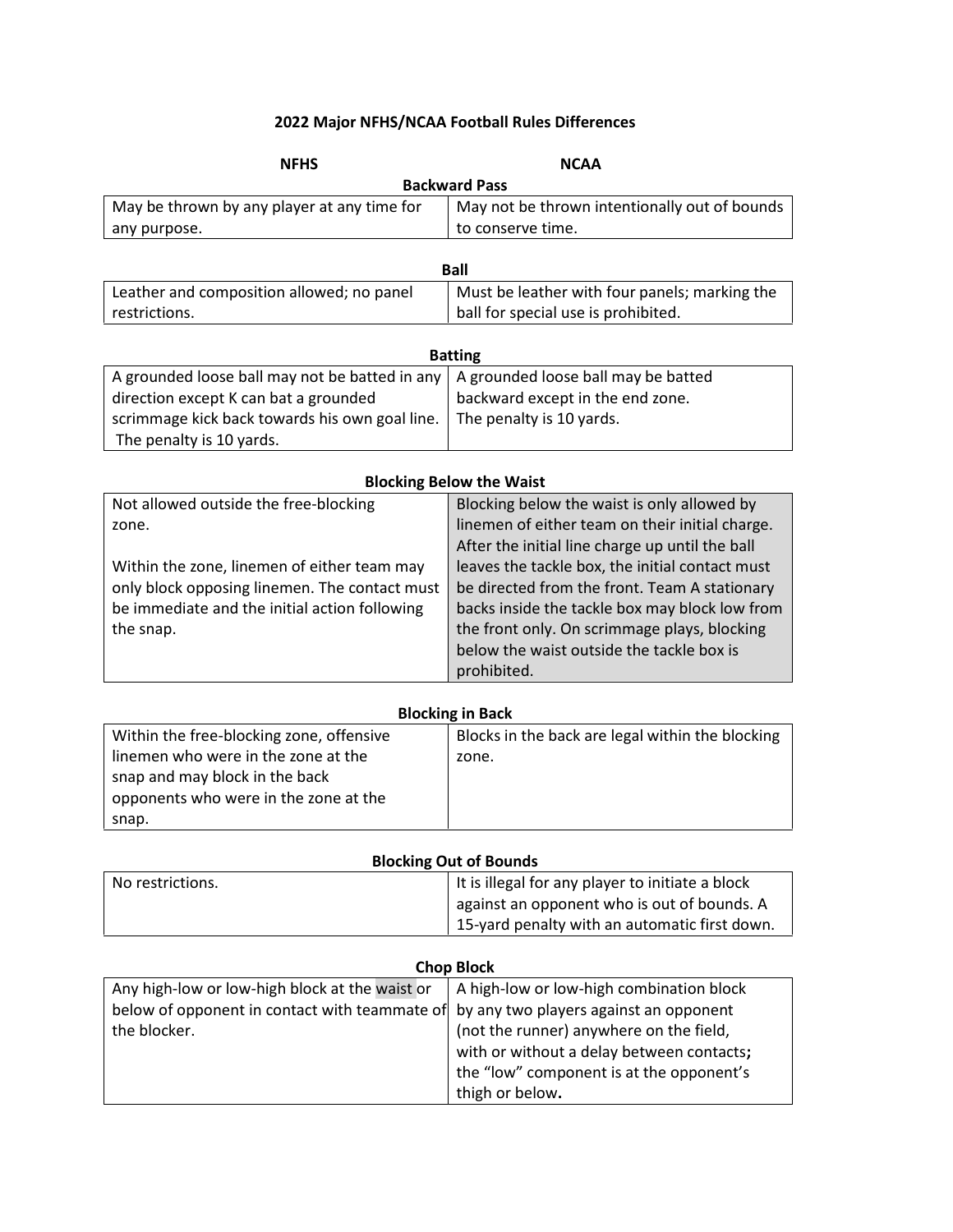# 2022 Major NFHS/NCAA Football Rules Differences

### Backward Pass

| NFHS | NCAA |
|---|---|
| May be thrown by any player at any time for any purpose. | May not be thrown intentionally out of bounds to conserve time. |

### Ball

| NFHS | NCAA |
|---|---|
| Leather and composition allowed; no panel restrictions. | Must be leather with four panels; marking the ball for special use is prohibited. |

### Batting

| NFHS | NCAA |
|---|---|
| A grounded loose ball may not be batted in any direction except K can bat a grounded scrimmage kick back towards his own goal line. The penalty is 10 yards. | A grounded loose ball may be batted backward except in the end zone. The penalty is 10 yards. |

### Blocking Below the Waist

| NFHS | NCAA |
|---|---|
| Not allowed outside the free-blocking zone.<br><br>Within the zone, linemen of either team may only block opposing linemen. The contact must be immediate and the initial action following the snap. | Blocking below the waist is only allowed by linemen of either team on their initial charge. After the initial line charge up until the ball leaves the tackle box, the initial contact must be directed from the front. Team A stationary backs inside the tackle box may block low from the front only. On scrimmage plays, blocking below the waist outside the tackle box is prohibited. |

### Blocking in Back

| NFHS | NCAA |
|---|---|
| Within the free-blocking zone, offensive linemen who were in the zone at the snap and may block in the back opponents who were in the zone at the snap. | Blocks in the back are legal within the blocking zone. |

### Blocking Out of Bounds

| NFHS | NCAA |
|---|---|
| No restrictions. | It is illegal for any player to initiate a block against an opponent who is out of bounds. A 15-yard penalty with an automatic first down. |

### Chop Block

| NFHS | NCAA |
|---|---|
| Any high-low or low-high block at the waist or below of opponent in contact with teammate of the blocker. | A high-low or low-high combination block by any two players against an opponent (not the runner) anywhere on the field, with or without a delay between contacts**;** the "low" component is at the opponent's thigh or below**.** |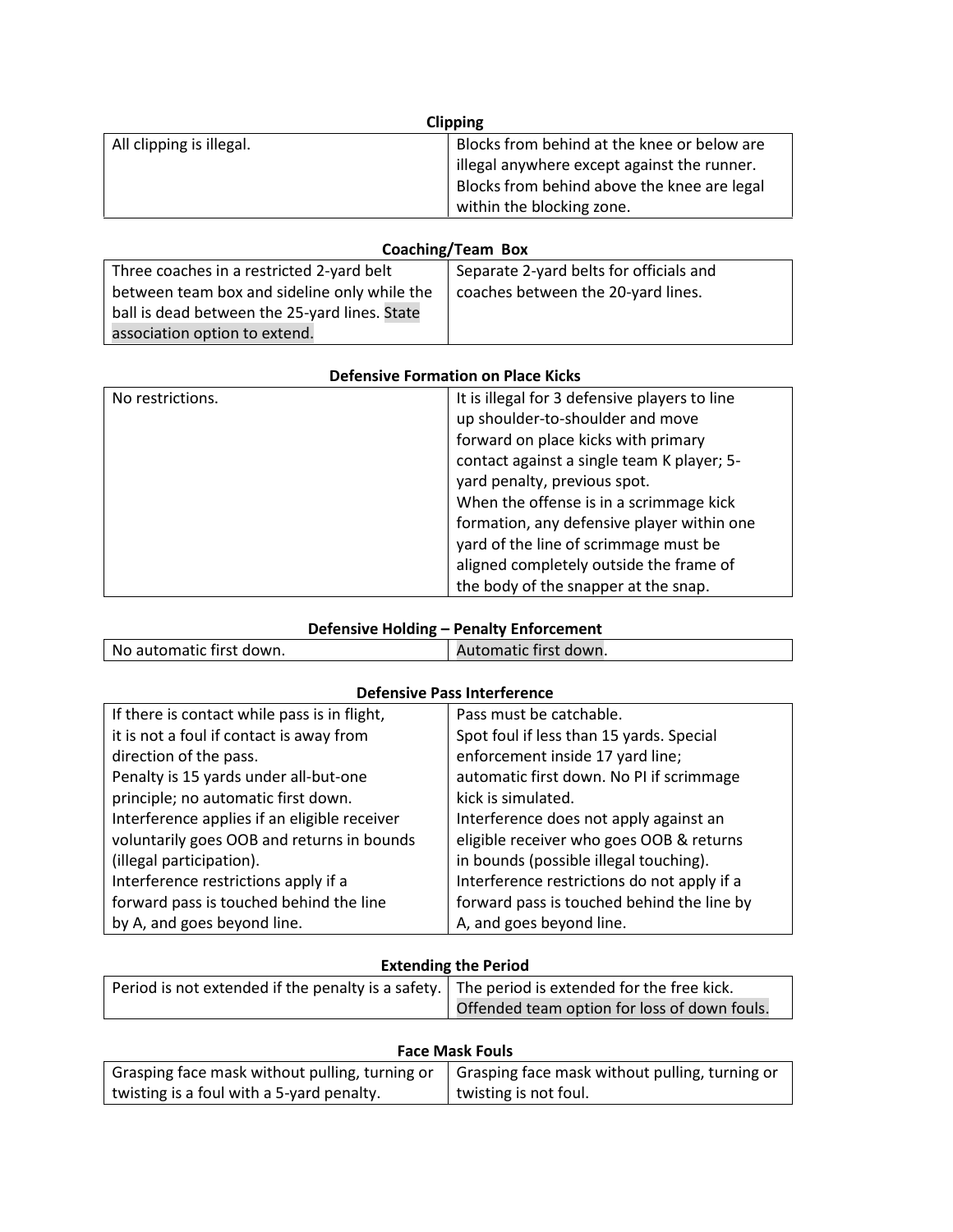**Clipping**

| | |
|---|---|
| All clipping is illegal. | Blocks from behind at the knee or below are illegal anywhere except against the runner. Blocks from behind above the knee are legal within the blocking zone. |

**Coaching/Team Box**

| | |
|---|---|
| Three coaches in a restricted 2-yard belt between team box and sideline only while the ball is dead between the 25-yard lines. State association option to extend. | Separate 2-yard belts for officials and coaches between the 20-yard lines. |

**Defensive Formation on Place Kicks**

| | |
|---|---|
| No restrictions. | It is illegal for 3 defensive players to line up shoulder-to-shoulder and move forward on place kicks with primary contact against a single team K player; 5-yard penalty, previous spot.<br>When the offense is in a scrimmage kick formation, any defensive player within one yard of the line of scrimmage must be aligned completely outside the frame of the body of the snapper at the snap. |

**Defensive Holding – Penalty Enforcement**

| | |
|---|---|
| No automatic first down. | Automatic first down. |

**Defensive Pass Interference**

| | |
|---|---|
| If there is contact while pass is in flight, it is not a foul if contact is away from direction of the pass.<br>Penalty is 15 yards under all-but-one principle; no automatic first down.<br>Interference applies if an eligible receiver voluntarily goes OOB and returns in bounds (illegal participation).<br>Interference restrictions apply if a forward pass is touched behind the line by A, and goes beyond line. | Pass must be catchable.<br>Spot foul if less than 15 yards. Special enforcement inside 17 yard line; automatic first down. No PI if scrimmage kick is simulated.<br>Interference does not apply against an eligible receiver who goes OOB & returns in bounds (possible illegal touching).<br>Interference restrictions do not apply if a forward pass is touched behind the line by A, and goes beyond line. |

**Extending the Period**

| | |
|---|---|
| Period is not extended if the penalty is a safety. | The period is extended for the free kick.<br>Offended team option for loss of down fouls. |

**Face Mask Fouls**

| | |
|---|---|
| Grasping face mask without pulling, turning or twisting is a foul with a 5-yard penalty. | Grasping face mask without pulling, turning or twisting is not foul. |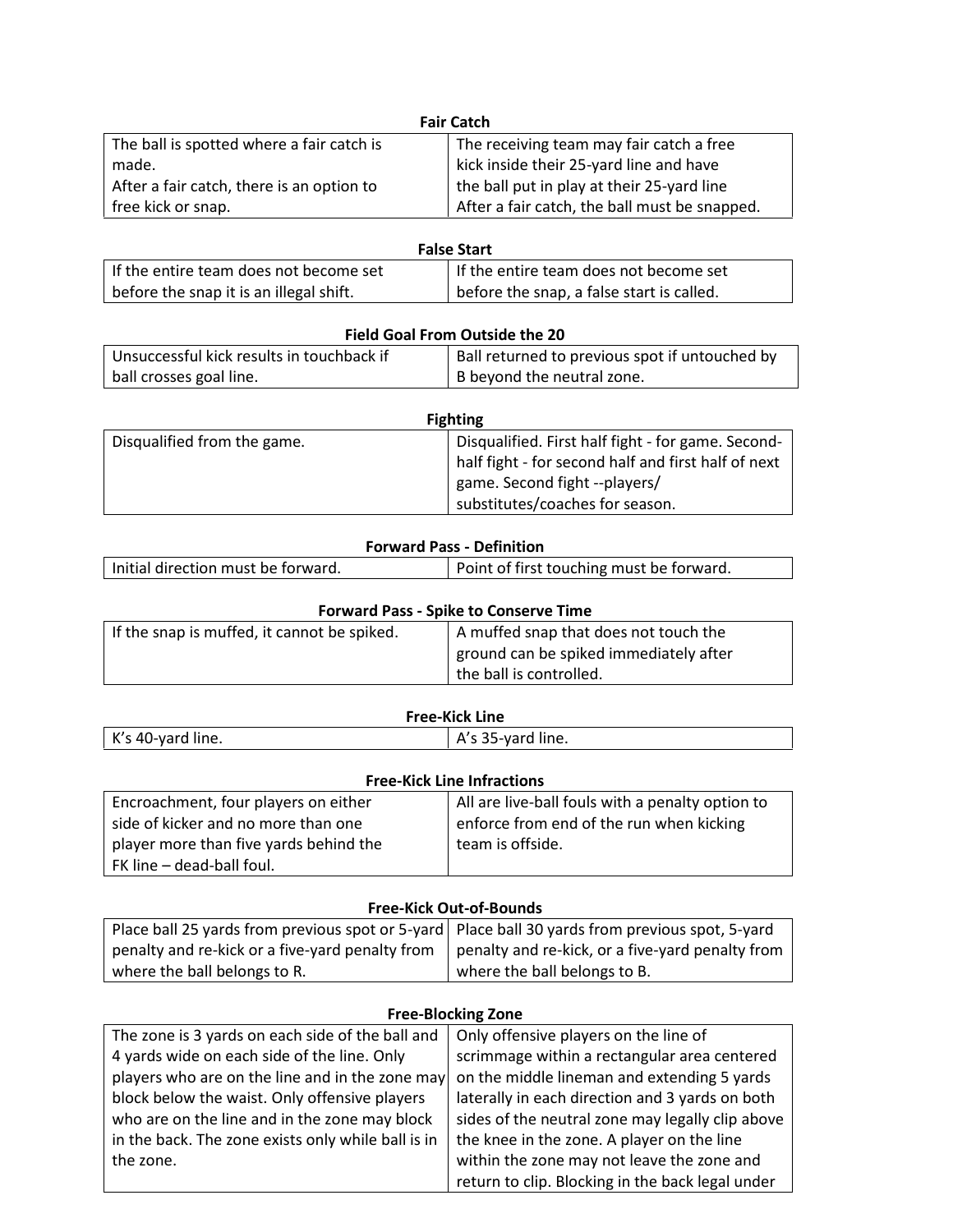**Fair Catch**

| | |
|---|---|
| The ball is spotted where a fair catch is made. After a fair catch, there is an option to free kick or snap. | The receiving team may fair catch a free kick inside their 25-yard line and have the ball put in play at their 25-yard line After a fair catch, the ball must be snapped. |

**False Start**

| | |
|---|---|
| If the entire team does not become set before the snap it is an illegal shift. | If the entire team does not become set before the snap, a false start is called. |

**Field Goal From Outside the 20**

| | |
|---|---|
| Unsuccessful kick results in touchback if ball crosses goal line. | Ball returned to previous spot if untouched by B beyond the neutral zone. |

**Fighting**

| | |
|---|---|
| Disqualified from the game. | Disqualified. First half fight - for game. Second-half fight - for second half and first half of next game. Second fight --players/ substitutes/coaches for season. |

**Forward Pass - Definition**

| | |
|---|---|
| Initial direction must be forward. | Point of first touching must be forward. |

**Forward Pass - Spike to Conserve Time**

| | |
|---|---|
| If the snap is muffed, it cannot be spiked. | A muffed snap that does not touch the ground can be spiked immediately after the ball is controlled. |

**Free-Kick Line**

| | |
|---|---|
| K's 40-yard line. | A's 35-yard line. |

**Free-Kick Line Infractions**

| | |
|---|---|
| Encroachment, four players on either side of kicker and no more than one player more than five yards behind the FK line – dead-ball foul. | All are live-ball fouls with a penalty option to enforce from end of the run when kicking team is offside. |

**Free-Kick Out-of-Bounds**

| | |
|---|---|
| Place ball 25 yards from previous spot or 5-yard penalty and re-kick or a five-yard penalty from where the ball belongs to R. | Place ball 30 yards from previous spot, 5-yard penalty and re-kick, or a five-yard penalty from where the ball belongs to B. |

**Free-Blocking Zone**

| | |
|---|---|
| The zone is 3 yards on each side of the ball and 4 yards wide on each side of the line. Only players who are on the line and in the zone may block below the waist. Only offensive players who are on the line and in the zone may block in the back. The zone exists only while ball is in the zone. | Only offensive players on the line of scrimmage within a rectangular area centered on the middle lineman and extending 5 yards laterally in each direction and 3 yards on both sides of the neutral zone may legally clip above the knee in the zone. A player on the line within the zone may not leave the zone and return to clip. Blocking in the back legal under |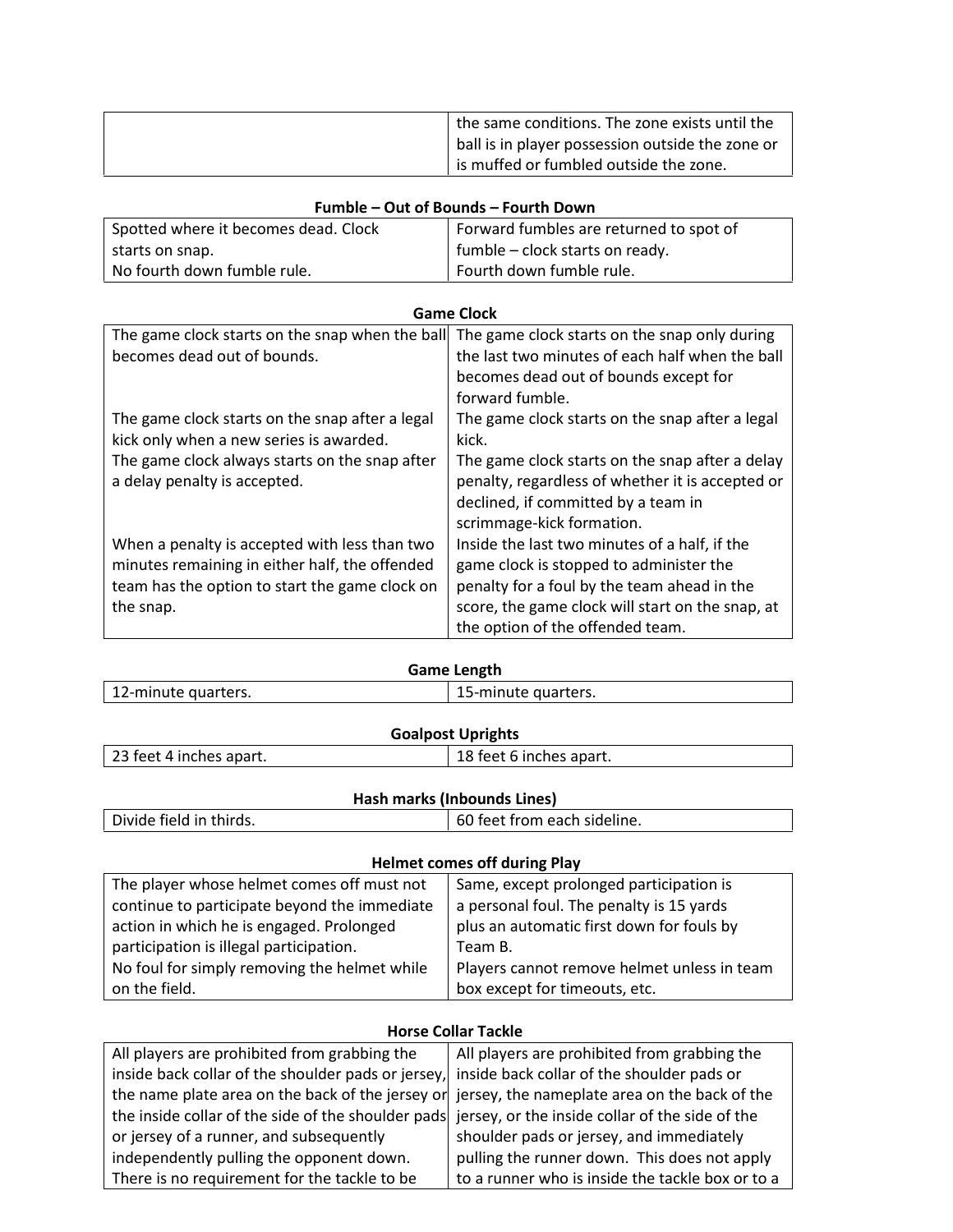| | |
|---|---|
| | the same conditions. The zone exists until the ball is in player possession outside the zone or is muffed or fumbled outside the zone. |

**Fumble – Out of Bounds – Fourth Down**

| | |
|---|---|
| Spotted where it becomes dead. Clock starts on snap.<br>No fourth down fumble rule. | Forward fumbles are returned to spot of fumble – clock starts on ready.<br>Fourth down fumble rule. |

**Game Clock**

| | |
|---|---|
| The game clock starts on the snap when the ball becomes dead out of bounds. | The game clock starts on the snap only during the last two minutes of each half when the ball becomes dead out of bounds except for forward fumble. |
| The game clock starts on the snap after a legal kick only when a new series is awarded. | The game clock starts on the snap after a legal kick. |
| The game clock always starts on the snap after a delay penalty is accepted. | The game clock starts on the snap after a delay penalty, regardless of whether it is accepted or declined, if committed by a team in scrimmage-kick formation. |
| When a penalty is accepted with less than two minutes remaining in either half, the offended team has the option to start the game clock on the snap. | Inside the last two minutes of a half, if the game clock is stopped to administer the penalty for a foul by the team ahead in the score, the game clock will start on the snap, at the option of the offended team. |

**Game Length**

| | |
|---|---|
| 12-minute quarters. | 15-minute quarters. |

**Goalpost Uprights**

| | |
|---|---|
| 23 feet 4 inches apart. | 18 feet 6 inches apart. |

**Hash marks (Inbounds Lines)**

| | |
|---|---|
| Divide field in thirds. | 60 feet from each sideline. |

**Helmet comes off during Play**

| | |
|---|---|
| The player whose helmet comes off must not continue to participate beyond the immediate action in which he is engaged. Prolonged participation is illegal participation.<br>No foul for simply removing the helmet while on the field. | Same, except prolonged participation is a personal foul. The penalty is 15 yards plus an automatic first down for fouls by Team B.<br>Players cannot remove helmet unless in team box except for timeouts, etc. |

**Horse Collar Tackle**

| | |
|---|---|
| All players are prohibited from grabbing the inside back collar of the shoulder pads or jersey, the name plate area on the back of the jersey or the inside collar of the side of the shoulder pads or jersey of a runner, and subsequently independently pulling the opponent down. There is no requirement for the tackle to be | All players are prohibited from grabbing the inside back collar of the shoulder pads or jersey, the nameplate area on the back of the jersey, or the inside collar of the side of the shoulder pads or jersey, and immediately pulling the runner down. This does not apply to a runner who is inside the tackle box or to a |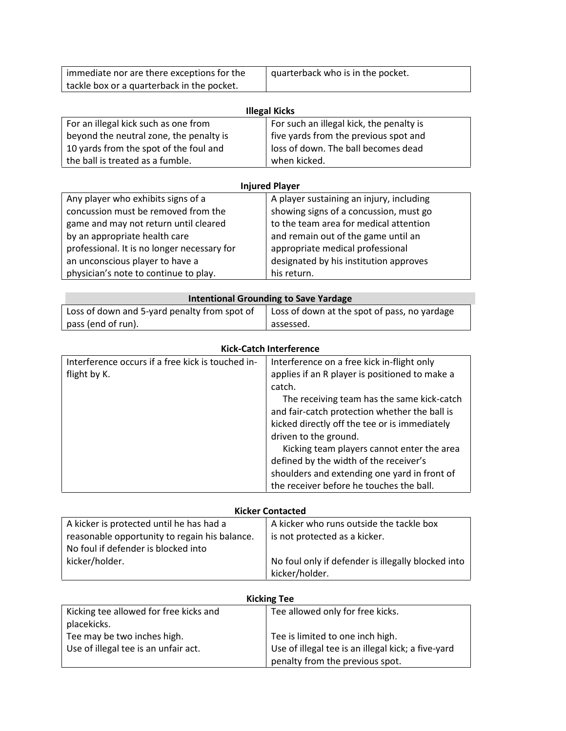| | |
|---|---|
| immediate nor are there exceptions for the tackle box or a quarterback in the pocket. | quarterback who is in the pocket. |

**Illegal Kicks**

| | |
|---|---|
| For an illegal kick such as one from beyond the neutral zone, the penalty is 10 yards from the spot of the foul and the ball is treated as a fumble. | For such an illegal kick, the penalty is five yards from the previous spot and loss of down. The ball becomes dead when kicked. |

**Injured Player**

| | |
|---|---|
| Any player who exhibits signs of a concussion must be removed from the game and may not return until cleared by an appropriate health care professional. It is no longer necessary for an unconscious player to have a physician's note to continue to play. | A player sustaining an injury, including showing signs of a concussion, must go to the team area for medical attention and remain out of the game until an appropriate medical professional designated by his institution approves his return. |

**Intentional Grounding to Save Yardage**

| | |
|---|---|
| Loss of down and 5-yard penalty from spot of pass (end of run). | Loss of down at the spot of pass, no yardage assessed. |

**Kick-Catch Interference**

| | |
|---|---|
| Interference occurs if a free kick is touched in-flight by K. | Interference on a free kick in-flight only applies if an R player is positioned to make a catch.<br>The receiving team has the same kick-catch and fair-catch protection whether the ball is kicked directly off the tee or is immediately driven to the ground.<br>Kicking team players cannot enter the area defined by the width of the receiver's shoulders and extending one yard in front of the receiver before he touches the ball. |

**Kicker Contacted**

| | |
|---|---|
| A kicker is protected until he has had a reasonable opportunity to regain his balance. No foul if defender is blocked into kicker/holder. | A kicker who runs outside the tackle box is not protected as a kicker.<br><br>No foul only if defender is illegally blocked into kicker/holder. |

**Kicking Tee**

| | |
|---|---|
| Kicking tee allowed for free kicks and placekicks.<br>Tee may be two inches high.<br>Use of illegal tee is an unfair act. | Tee allowed only for free kicks.<br><br>Tee is limited to one inch high.<br>Use of illegal tee is an illegal kick; a five-yard penalty from the previous spot. |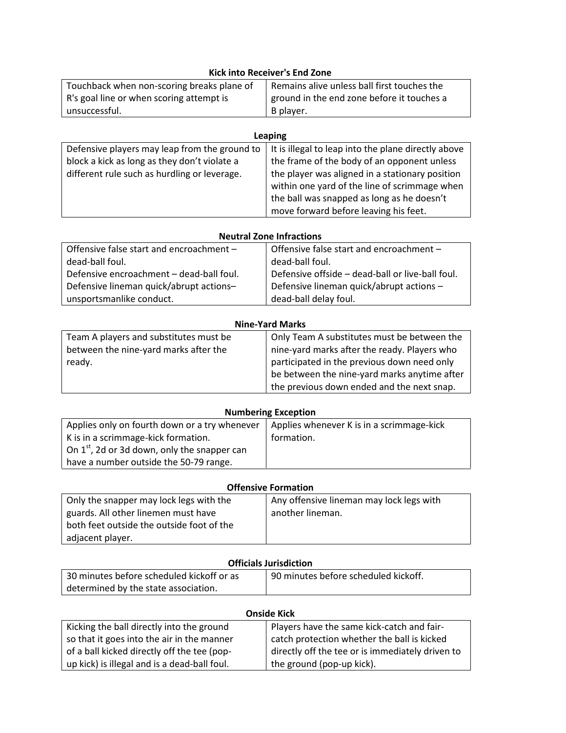**Kick into Receiver's End Zone**

| Touchback when non-scoring breaks plane of R's goal line or when scoring attempt is unsuccessful. | Remains alive unless ball first touches the ground in the end zone before it touches a B player. |
|---|---|

**Leaping**

| Defensive players may leap from the ground to block a kick as long as they don't violate a different rule such as hurdling or leverage. | It is illegal to leap into the plane directly above the frame of the body of an opponent unless the player was aligned in a stationary position within one yard of the line of scrimmage when the ball was snapped as long as he doesn't move forward before leaving his feet. |
|---|---|

**Neutral Zone Infractions**

| Offensive false start and encroachment – dead-ball foul.<br>Defensive encroachment – dead-ball foul.<br>Defensive lineman quick/abrupt actions– unsportsmanlike conduct. | Offensive false start and encroachment – dead-ball foul.<br>Defensive offside – dead-ball or live-ball foul.<br>Defensive lineman quick/abrupt actions – dead-ball delay foul. |
|---|---|

**Nine-Yard Marks**

| Team A players and substitutes must be between the nine-yard marks after the ready. | Only Team A substitutes must be between the nine-yard marks after the ready. Players who participated in the previous down need only be between the nine-yard marks anytime after the previous down ended and the next snap. |
|---|---|

**Numbering Exception**

| Applies only on fourth down or a try whenever K is in a scrimmage-kick formation.<br>On 1st, 2d or 3d down, only the snapper can have a number outside the 50-79 range. | Applies whenever K is in a scrimmage-kick formation. |
|---|---|

**Offensive Formation**

| Only the snapper may lock legs with the guards. All other linemen must have both feet outside the outside foot of the adjacent player. | Any offensive lineman may lock legs with another lineman. |
|---|---|

**Officials Jurisdiction**

| 30 minutes before scheduled kickoff or as determined by the state association. | 90 minutes before scheduled kickoff. |
|---|---|

**Onside Kick**

| Kicking the ball directly into the ground so that it goes into the air in the manner of a ball kicked directly off the tee (pop-up kick) is illegal and is a dead-ball foul. | Players have the same kick-catch and fair-catch protection whether the ball is kicked directly off the tee or is immediately driven to the ground (pop-up kick). |
|---|---|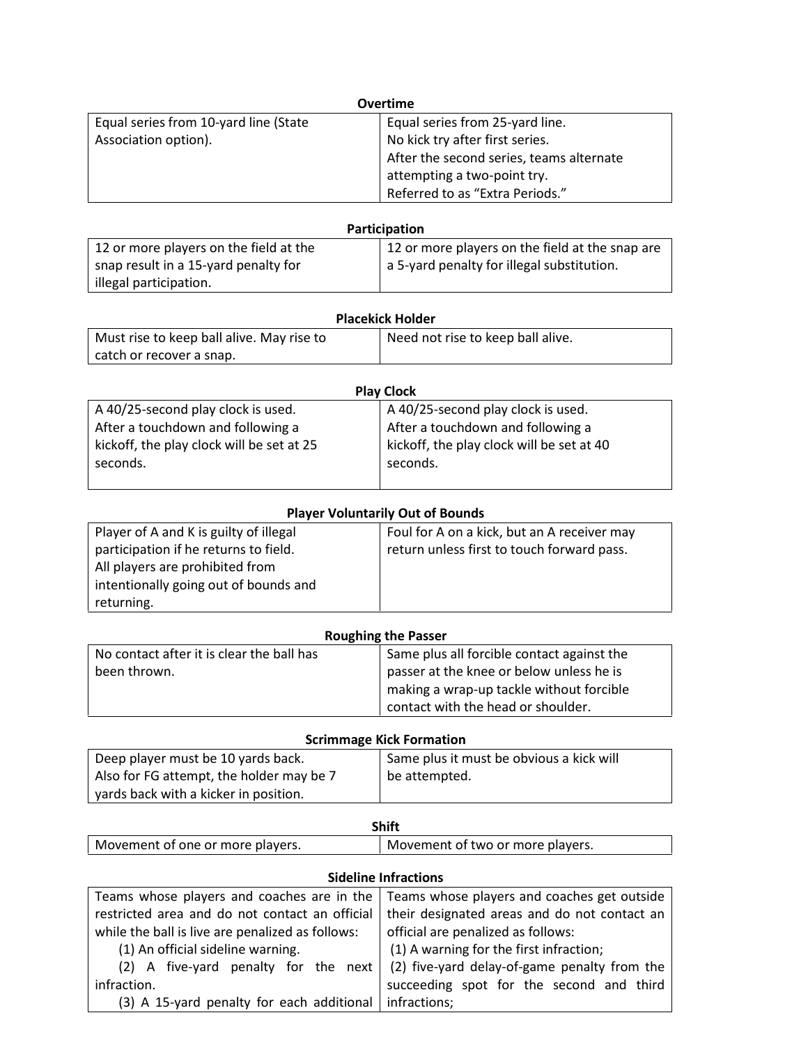**Overtime**

| | |
|---|---|
| Equal series from 10-yard line (State Association option). | Equal series from 25-yard line.<br>No kick try after first series.<br>After the second series, teams alternate attempting a two-point try.<br>Referred to as "Extra Periods." |

**Participation**

| | |
|---|---|
| 12 or more players on the field at the snap result in a 15-yard penalty for illegal participation. | 12 or more players on the field at the snap are a 5-yard penalty for illegal substitution. |

**Placekick Holder**

| | |
|---|---|
| Must rise to keep ball alive. May rise to catch or recover a snap. | Need not rise to keep ball alive. |

**Play Clock**

| | |
|---|---|
| A 40/25-second play clock is used.<br>After a touchdown and following a kickoff, the play clock will be set at 25 seconds. | A 40/25-second play clock is used.<br>After a touchdown and following a kickoff, the play clock will be set at 40 seconds. |

**Player Voluntarily Out of Bounds**

| | |
|---|---|
| Player of A and K is guilty of illegal participation if he returns to field.<br>All players are prohibited from intentionally going out of bounds and returning. | Foul for A on a kick, but an A receiver may return unless first to touch forward pass. |

**Roughing the Passer**

| | |
|---|---|
| No contact after it is clear the ball has been thrown. | Same plus all forcible contact against the passer at the knee or below unless he is making a wrap-up tackle without forcible contact with the head or shoulder. |

**Scrimmage Kick Formation**

| | |
|---|---|
| Deep player must be 10 yards back.<br>Also for FG attempt, the holder may be 7 yards back with a kicker in position. | Same plus it must be obvious a kick will be attempted. |

**Shift**

| | |
|---|---|
| Movement of one or more players. | Movement of two or more players. |

**Sideline Infractions**

| | |
|---|---|
| Teams whose players and coaches are in the restricted area and do not contact an official while the ball is live are penalized as follows:<br>(1) An official sideline warning.<br>(2) A five-yard penalty for the next infraction.<br>(3) A 15-yard penalty for each additional | Teams whose players and coaches get outside their designated areas and do not contact an official are penalized as follows:<br>(1) A warning for the first infraction;<br>(2) five-yard delay-of-game penalty from the succeeding spot for the second and third infractions; |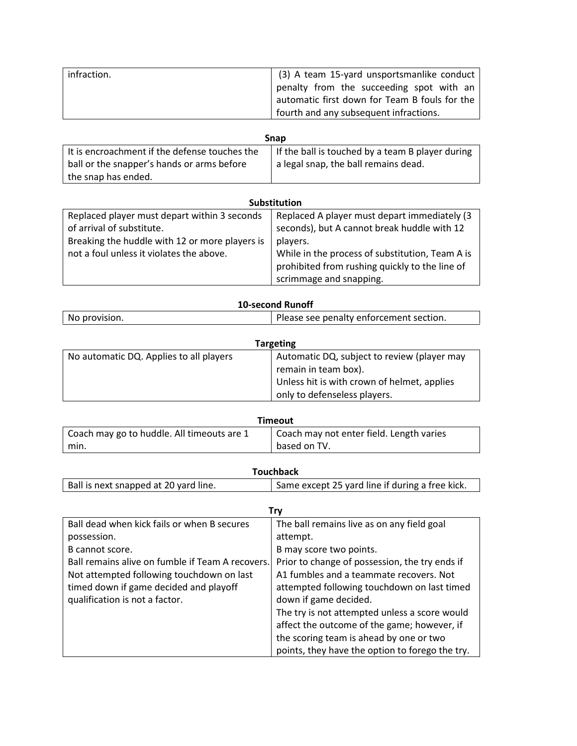| | |
|---|---|
| infraction. | (3) A team 15-yard unsportsmanlike conduct penalty from the succeeding spot with an automatic first down for Team B fouls for the fourth and any subsequent infractions. |

**Snap**

| | |
|---|---|
| It is encroachment if the defense touches the ball or the snapper's hands or arms before the snap has ended. | If the ball is touched by a team B player during a legal snap, the ball remains dead. |

**Substitution**

| | |
|---|---|
| Replaced player must depart within 3 seconds of arrival of substitute.<br>Breaking the huddle with 12 or more players is not a foul unless it violates the above. | Replaced A player must depart immediately (3 seconds), but A cannot break huddle with 12 players.<br>While in the process of substitution, Team A is prohibited from rushing quickly to the line of scrimmage and snapping. |

**10-second Runoff**

| | |
|---|---|
| No provision. | Please see penalty enforcement section. |

**Targeting**

| | |
|---|---|
| No automatic DQ. Applies to all players | Automatic DQ, subject to review (player may remain in team box).<br>Unless hit is with crown of helmet, applies only to defenseless players. |

**Timeout**

| | |
|---|---|
| Coach may go to huddle. All timeouts are 1 min. | Coach may not enter field. Length varies based on TV. |

**Touchback**

| | |
|---|---|
| Ball is next snapped at 20 yard line. | Same except 25 yard line if during a free kick. |

**Try**

| | |
|---|---|
| Ball dead when kick fails or when B secures possession.<br>B cannot score.<br>Ball remains alive on fumble if Team A recovers.<br>Not attempted following touchdown on last timed down if game decided and playoff qualification is not a factor. | The ball remains live as on any field goal attempt.<br>B may score two points.<br>Prior to change of possession, the try ends if A1 fumbles and a teammate recovers. Not attempted following touchdown on last timed down if game decided.<br>The try is not attempted unless a score would affect the outcome of the game; however, if the scoring team is ahead by one or two points, they have the option to forego the try. |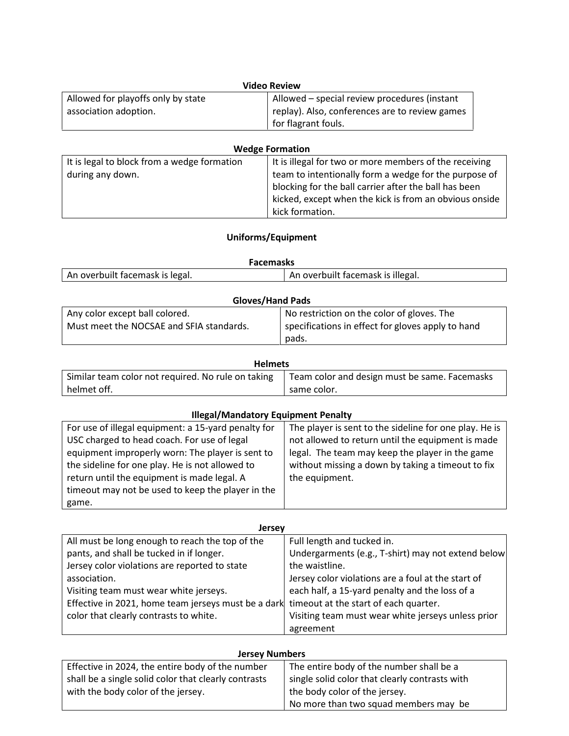**Video Review**

| | |
|---|---|
| Allowed for playoffs only by state association adoption. | Allowed – special review procedures (instant replay). Also, conferences are to review games for flagrant fouls. |

**Wedge Formation**

| | |
|---|---|
| It is legal to block from a wedge formation during any down. | It is illegal for two or more members of the receiving team to intentionally form a wedge for the purpose of blocking for the ball carrier after the ball has been kicked, except when the kick is from an obvious onside kick formation. |

## Uniforms/Equipment

**Facemasks**

| | |
|---|---|
| An overbuilt facemask is legal. | An overbuilt facemask is illegal. |

**Gloves/Hand Pads**

| | |
|---|---|
| Any color except ball colored.<br>Must meet the NOCSAE and SFIA standards. | No restriction on the color of gloves. The specifications in effect for gloves apply to hand pads. |

**Helmets**

| | |
|---|---|
| Similar team color not required. No rule on taking helmet off. | Team color and design must be same. Facemasks same color. |

**Illegal/Mandatory Equipment Penalty**

| | |
|---|---|
| For use of illegal equipment: a 15-yard penalty for USC charged to head coach. For use of legal equipment improperly worn: The player is sent to the sideline for one play. He is not allowed to return until the equipment is made legal. A timeout may not be used to keep the player in the game. | The player is sent to the sideline for one play. He is not allowed to return until the equipment is made legal. The team may keep the player in the game without missing a down by taking a timeout to fix the equipment. |

**Jersey**

| | |
|---|---|
| All must be long enough to reach the top of the pants, and shall be tucked in if longer.<br>Jersey color violations are reported to state association.<br>Visiting team must wear white jerseys.<br>Effective in 2021, home team jerseys must be a dark color that clearly contrasts to white. | Full length and tucked in.<br>Undergarments (e.g., T-shirt) may not extend below the waistline.<br>Jersey color violations are a foul at the start of each half, a 15-yard penalty and the loss of a timeout at the start of each quarter.<br>Visiting team must wear white jerseys unless prior agreement |

**Jersey Numbers**

| | |
|---|---|
| Effective in 2024, the entire body of the number shall be a single solid color that clearly contrasts with the body color of the jersey. | The entire body of the number shall be a single solid color that clearly contrasts with the body color of the jersey.<br>No more than two squad members may be |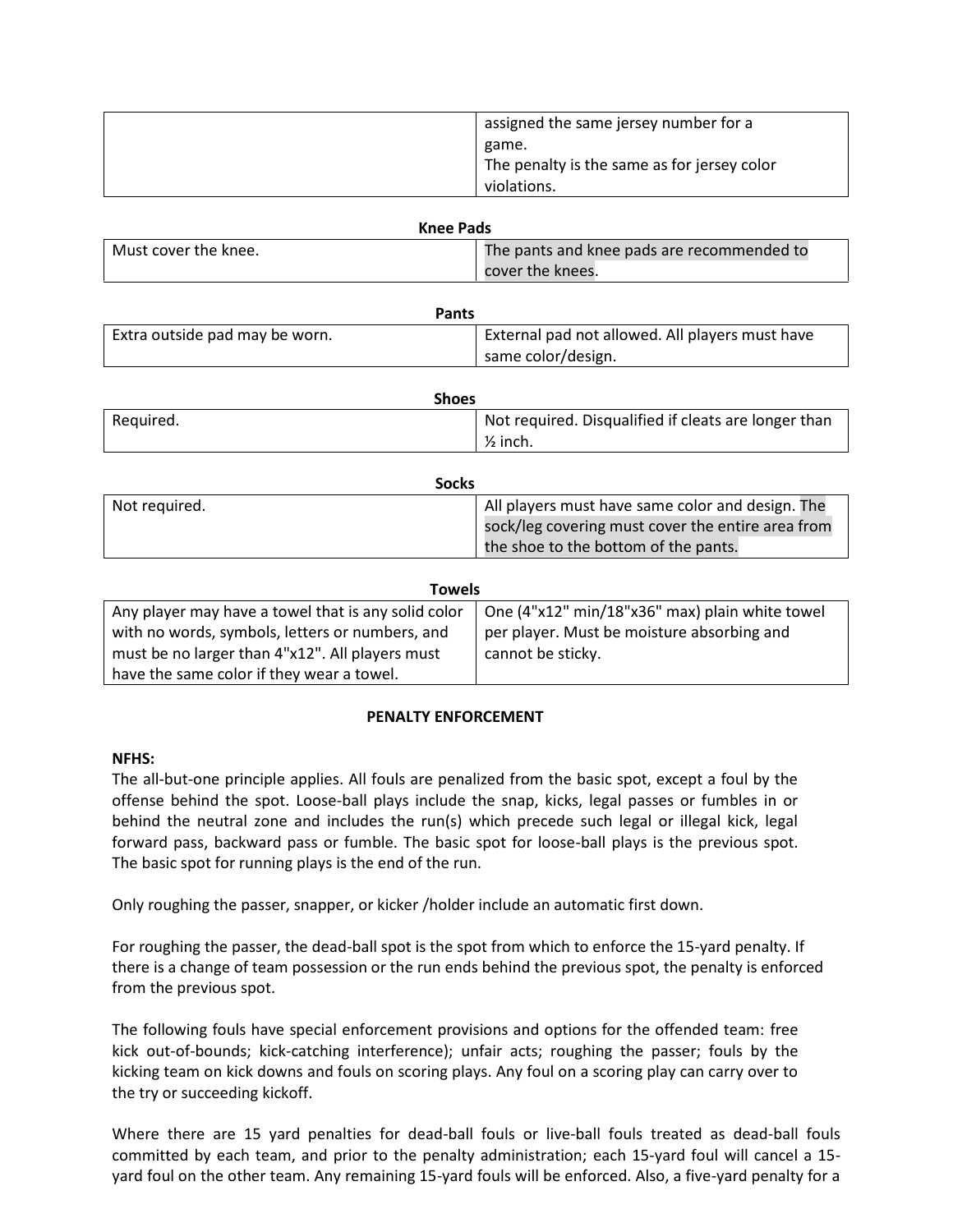| | assigned the same jersey number for a game. The penalty is the same as for jersey color violations. |
|---|---|

**Knee Pads**

| Must cover the knee. | The pants and knee pads are recommended to cover the knees. |
|---|---|

**Pants**

| Extra outside pad may be worn. | External pad not allowed. All players must have same color/design. |
|---|---|

**Shoes**

| Required. | Not required. Disqualified if cleats are longer than ½ inch. |
|---|---|

**Socks**

| Not required. | All players must have same color and design. The sock/leg covering must cover the entire area from the shoe to the bottom of the pants. |
|---|---|

**Towels**

| Any player may have a towel that is any solid color with no words, symbols, letters or numbers, and must be no larger than 4"x12". All players must have the same color if they wear a towel. | One (4"x12" min/18"x36" max) plain white towel per player. Must be moisture absorbing and cannot be sticky. |
|---|---|

## PENALTY ENFORCEMENT

**NFHS:**
The all-but-one principle applies. All fouls are penalized from the basic spot, except a foul by the offense behind the spot. Loose-ball plays include the snap, kicks, legal passes or fumbles in or behind the neutral zone and includes the run(s) which precede such legal or illegal kick, legal forward pass, backward pass or fumble. The basic spot for loose-ball plays is the previous spot. The basic spot for running plays is the end of the run.

Only roughing the passer, snapper, or kicker /holder include an automatic first down.

For roughing the passer, the dead-ball spot is the spot from which to enforce the 15-yard penalty. If there is a change of team possession or the run ends behind the previous spot, the penalty is enforced from the previous spot.

The following fouls have special enforcement provisions and options for the offended team: free kick out-of-bounds; kick-catching interference); unfair acts; roughing the passer; fouls by the kicking team on kick downs and fouls on scoring plays. Any foul on a scoring play can carry over to the try or succeeding kickoff.

Where there are 15 yard penalties for dead-ball fouls or live-ball fouls treated as dead-ball fouls committed by each team, and prior to the penalty administration; each 15-yard foul will cancel a 15-yard foul on the other team. Any remaining 15-yard fouls will be enforced. Also, a five-yard penalty for a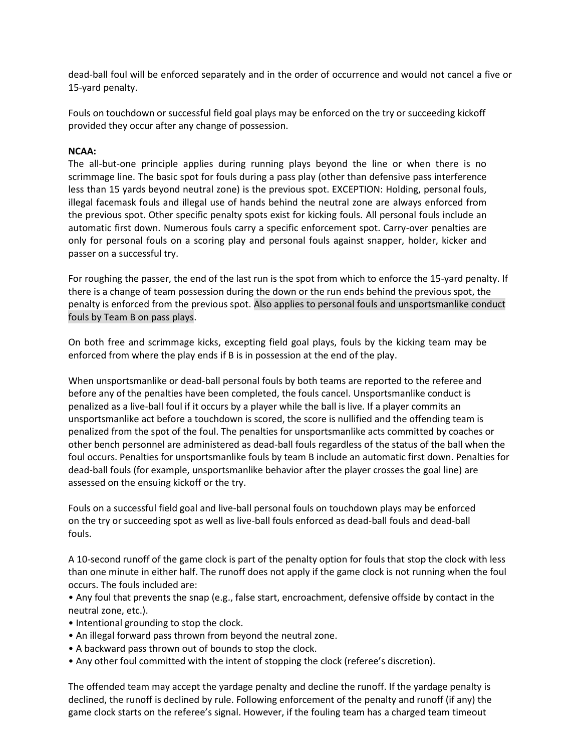dead-ball foul will be enforced separately and in the order of occurrence and would not cancel a five or 15-yard penalty.

Fouls on touchdown or successful field goal plays may be enforced on the try or succeeding kickoff provided they occur after any change of possession.

**NCAA:**

The all-but-one principle applies during running plays beyond the line or when there is no scrimmage line. The basic spot for fouls during a pass play (other than defensive pass interference less than 15 yards beyond neutral zone) is the previous spot. EXCEPTION: Holding, personal fouls, illegal facemask fouls and illegal use of hands behind the neutral zone are always enforced from the previous spot. Other specific penalty spots exist for kicking fouls. All personal fouls include an automatic first down. Numerous fouls carry a specific enforcement spot. Carry-over penalties are only for personal fouls on a scoring play and personal fouls against snapper, holder, kicker and passer on a successful try.

For roughing the passer, the end of the last run is the spot from which to enforce the 15-yard penalty. If there is a change of team possession during the down or the run ends behind the previous spot, the penalty is enforced from the previous spot. Also applies to personal fouls and unsportsmanlike conduct fouls by Team B on pass plays.

On both free and scrimmage kicks, excepting field goal plays, fouls by the kicking team may be enforced from where the play ends if B is in possession at the end of the play.

When unsportsmanlike or dead-ball personal fouls by both teams are reported to the referee and before any of the penalties have been completed, the fouls cancel. Unsportsmanlike conduct is penalized as a live-ball foul if it occurs by a player while the ball is live. If a player commits an unsportsmanlike act before a touchdown is scored, the score is nullified and the offending team is penalized from the spot of the foul. The penalties for unsportsmanlike acts committed by coaches or other bench personnel are administered as dead-ball fouls regardless of the status of the ball when the foul occurs. Penalties for unsportsmanlike fouls by team B include an automatic first down. Penalties for dead-ball fouls (for example, unsportsmanlike behavior after the player crosses the goal line) are assessed on the ensuing kickoff or the try.

Fouls on a successful field goal and live-ball personal fouls on touchdown plays may be enforced on the try or succeeding spot as well as live-ball fouls enforced as dead-ball fouls and dead-ball fouls.

A 10-second runoff of the game clock is part of the penalty option for fouls that stop the clock with less than one minute in either half. The runoff does not apply if the game clock is not running when the foul occurs. The fouls included are:

- Any foul that prevents the snap (e.g., false start, encroachment, defensive offside by contact in the neutral zone, etc.).
- Intentional grounding to stop the clock.
- An illegal forward pass thrown from beyond the neutral zone.
- A backward pass thrown out of bounds to stop the clock.
- Any other foul committed with the intent of stopping the clock (referee's discretion).

The offended team may accept the yardage penalty and decline the runoff. If the yardage penalty is declined, the runoff is declined by rule. Following enforcement of the penalty and runoff (if any) the game clock starts on the referee's signal. However, if the fouling team has a charged team timeout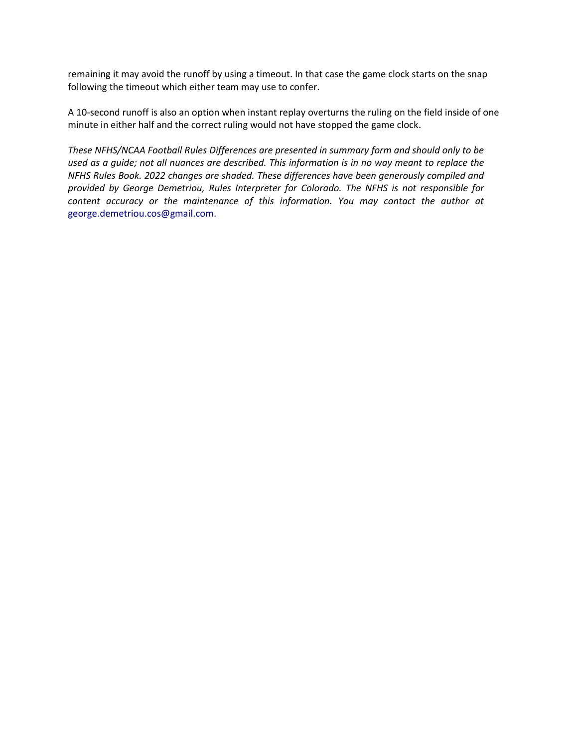remaining it may avoid the runoff by using a timeout. In that case the game clock starts on the snap following the timeout which either team may use to confer.

A 10-second runoff is also an option when instant replay overturns the ruling on the field inside of one minute in either half and the correct ruling would not have stopped the game clock.

*These NFHS/NCAA Football Rules Differences are presented in summary form and should only to be used as a guide; not all nuances are described. This information is in no way meant to replace the NFHS Rules Book. 2022 changes are shaded. These differences have been generously compiled and provided by George Demetriou, Rules Interpreter for Colorado. The NFHS is not responsible for content accuracy or the maintenance of this information. You may contact the author at george.demetriou.cos@gmail.com.*